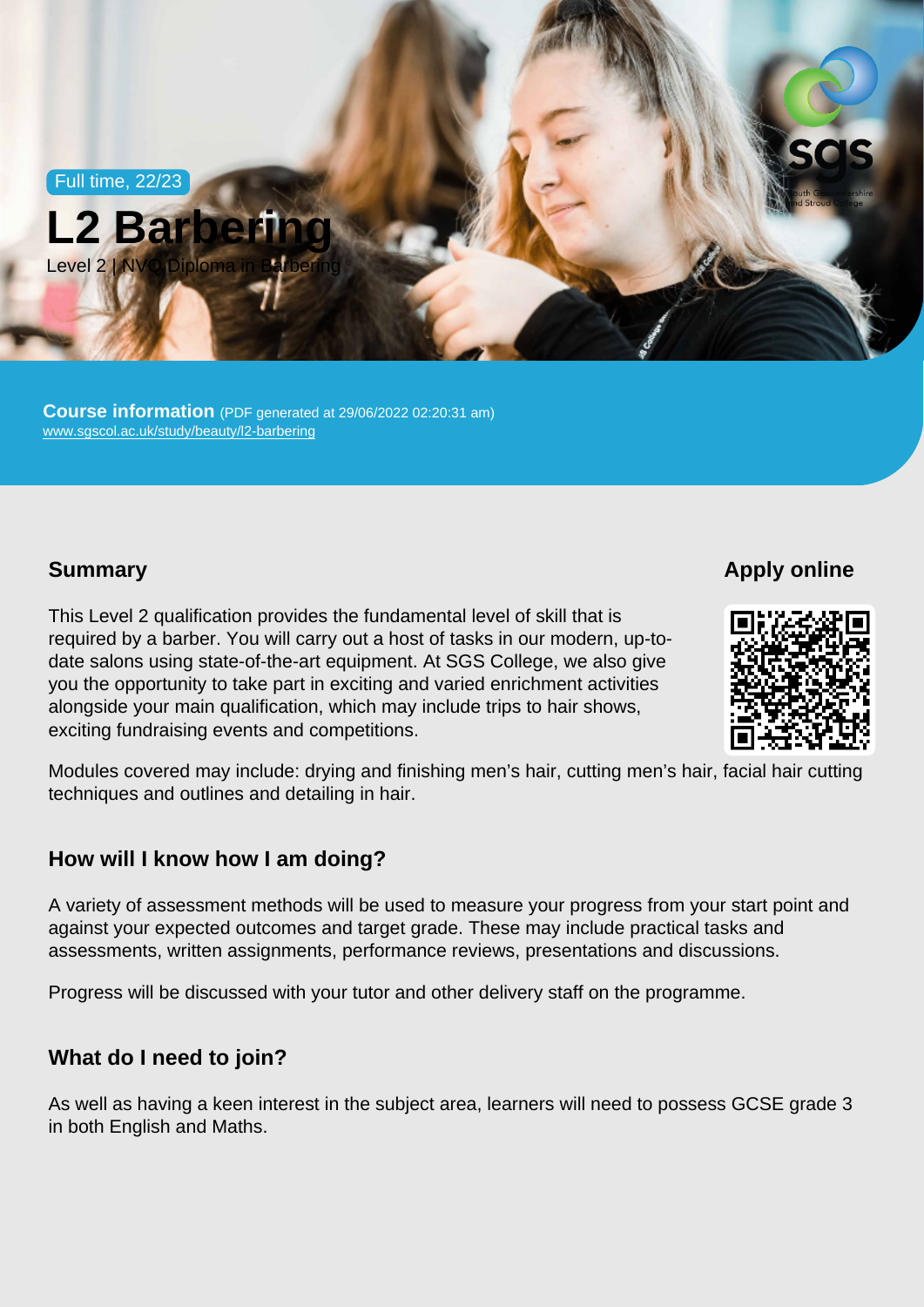Full time, 22/23

# L2 Barbering

Level 2 | NVQ Diploma in Barbering

**Course information** (PDF generated at 29/06/2022 02:20:31 am)
www.sgscol.ac.uk/study/beauty/l2-barbering

## Summary

This Level 2 qualification provides the fundamental level of skill that is required by a barber. You will carry out a host of tasks in our modern, up-to-date salons using state-of-the-art equipment. At SGS College, we also give you the opportunity to take part in exciting and varied enrichment activities alongside your main qualification, which may include trips to hair shows, exciting fundraising events and competitions.

Modules covered may include: drying and finishing men's hair, cutting men's hair, facial hair cutting techniques and outlines and detailing in hair.

## Apply online

## How will I know how I am doing?

A variety of assessment methods will be used to measure your progress from your start point and against your expected outcomes and target grade. These may include practical tasks and assessments, written assignments, performance reviews, presentations and discussions.

Progress will be discussed with your tutor and other delivery staff on the programme.

## What do I need to join?

As well as having a keen interest in the subject area, learners will need to possess GCSE grade 3 in both English and Maths.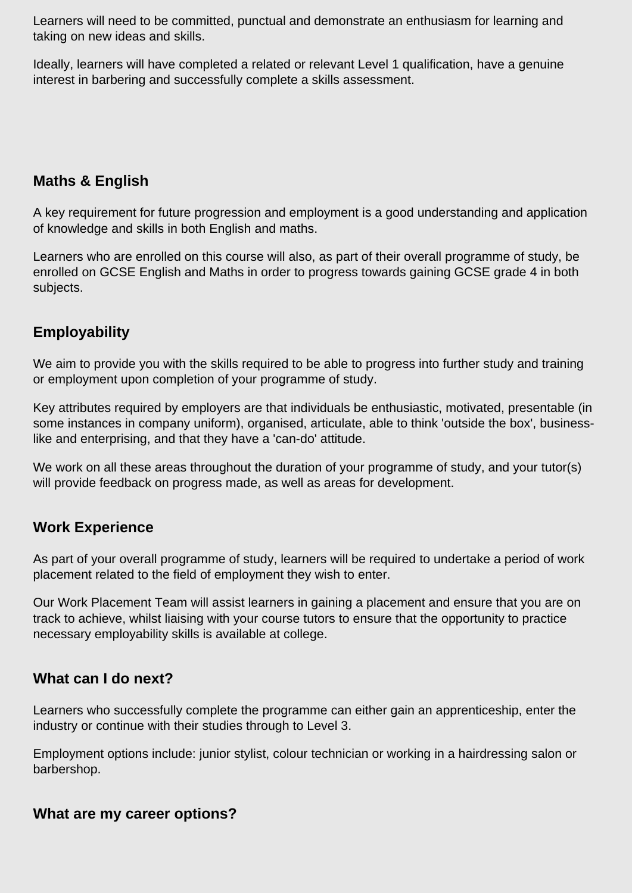Learners will need to be committed, punctual and demonstrate an enthusiasm for learning and taking on new ideas and skills.

Ideally, learners will have completed a related or relevant Level 1 qualification, have a genuine interest in barbering and successfully complete a skills assessment.

## Maths & English

A key requirement for future progression and employment is a good understanding and application of knowledge and skills in both English and maths.

Learners who are enrolled on this course will also, as part of their overall programme of study, be enrolled on GCSE English and Maths in order to progress towards gaining GCSE grade 4 in both subjects.

## Employability

We aim to provide you with the skills required to be able to progress into further study and training or employment upon completion of your programme of study.

Key attributes required by employers are that individuals be enthusiastic, motivated, presentable (in some instances in company uniform), organised, articulate, able to think 'outside the box', business-like and enterprising, and that they have a 'can-do' attitude.

We work on all these areas throughout the duration of your programme of study, and your tutor(s) will provide feedback on progress made, as well as areas for development.

## Work Experience

As part of your overall programme of study, learners will be required to undertake a period of work placement related to the field of employment they wish to enter.

Our Work Placement Team will assist learners in gaining a placement and ensure that you are on track to achieve, whilst liaising with your course tutors to ensure that the opportunity to practice necessary employability skills is available at college.

## What can I do next?

Learners who successfully complete the programme can either gain an apprenticeship, enter the industry or continue with their studies through to Level 3.

Employment options include: junior stylist, colour technician or working in a hairdressing salon or barbershop.

## What are my career options?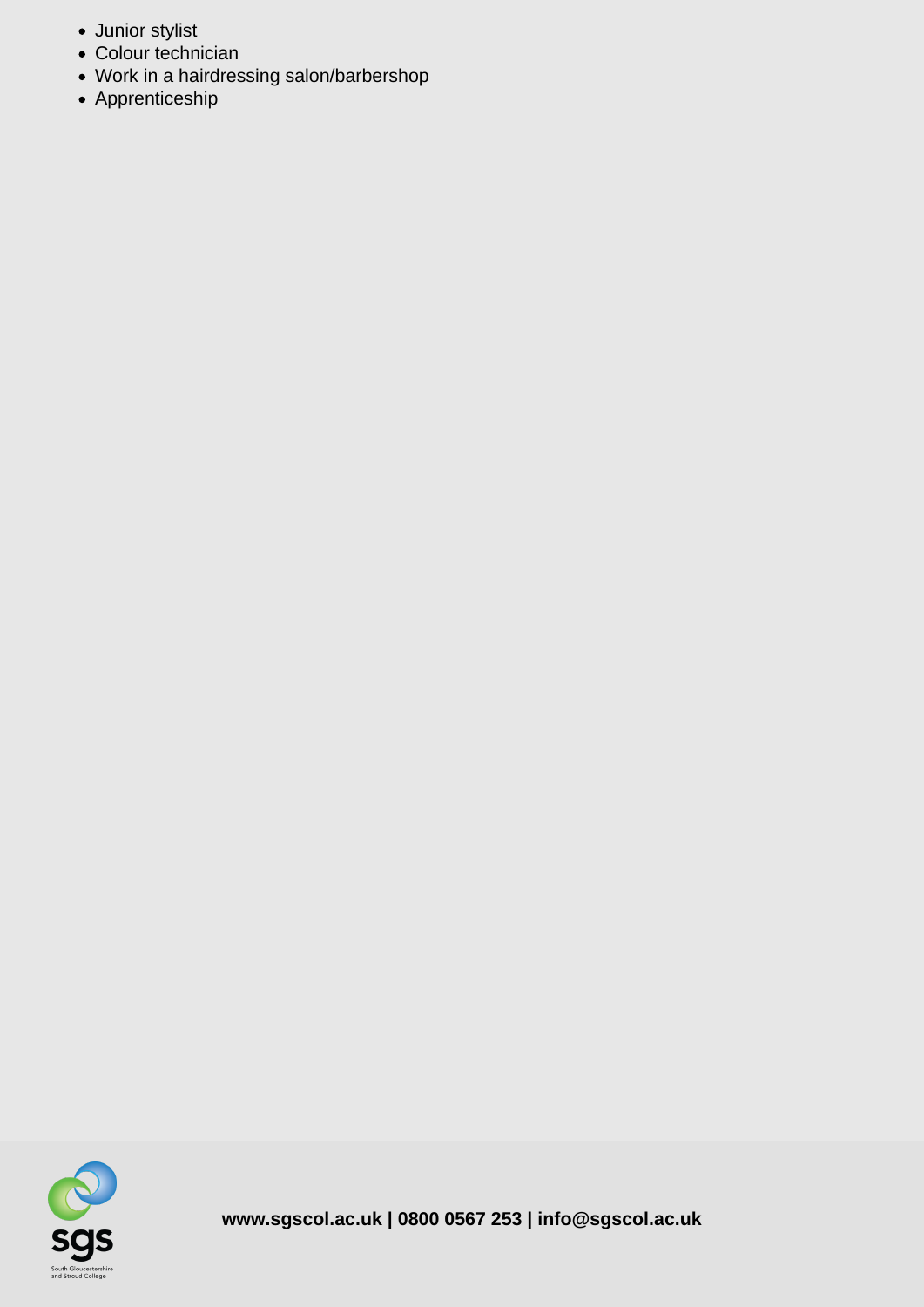- Junior stylist
- Colour technician
- Work in a hairdressing salon/barbershop
- Apprenticeship

**www.sgscol.ac.uk | 0800 0567 253 | info@sgscol.ac.uk**